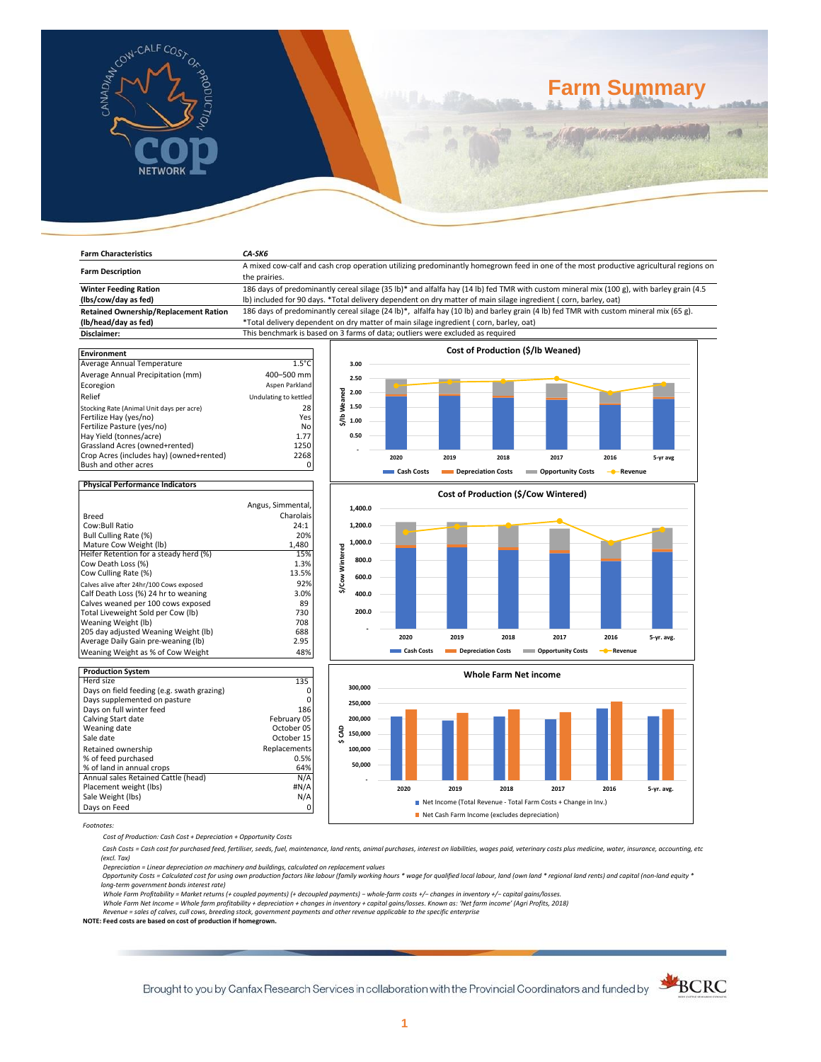# Farm Summary

| Farm Characteristics | CA-SK6 |
|---|---|
| Farm Description | A mixed cow-calf and cash crop operation utilizing predominantly homegrown feed in one of the most productive agricultural regions on the prairies. |
| Winter Feeding Ration (lbs/cow/day as fed) | 186 days of predominantly cereal silage (35 lb)* and alfalfa hay (14 lb) fed TMR with custom mineral mix (100 g), with barley grain (4.5 lb) included for 90 days. *Total delivery dependent on dry matter of main silage ingredient ( corn, barley, oat) |
| Retained Ownership/Replacement Ration (lb/head/day as fed) | 186 days of predominantly cereal silage (24 lb)*, alfalfa hay (10 lb) and barley grain (4 lb) fed TMR with custom mineral mix (65 g). *Total delivery dependent on dry matter of main silage ingredient ( corn, barley, oat) |
| Disclaimer: | This benchmark is based on 3 farms of data; outliers were excluded as required |

| Environment | |
|---|---|
| Average Annual Temperature | 1.5°C |
| Average Annual Precipitation (mm) | 400–500 mm |
| Ecoregion | Aspen Parkland |
| Relief | Undulating to kettled |
| Stocking Rate (Animal Unit days per acre) | 28 |
| Fertilize Hay (yes/no) | Yes |
| Fertilize Pasture (yes/no) | No |
| Hay Yield (tonnes/acre) | 1.77 |
| Grassland Acres (owned+rented) | 1250 |
| Crop Acres (includes hay) (owned+rented) | 2268 |
| Bush and other acres | 0 |

| Physical Performance Indicators | |
|---|---|
| Breed | Angus, Simmental, Charolais |
| Cow:Bull Ratio | 24:1 |
| Bull Culling Rate (%) | 20% |
| Mature Cow Weight (lb) | 1,480 |
| Heifer Retention for a steady herd (%) | 15% |
| Cow Death Loss (%) | 1.3% |
| Cow Culling Rate (%) | 13.5% |
| Calves alive after 24hr/100 Cows exposed | 92% |
| Calf Death Loss (%) 24 hr to weaning | 3.0% |
| Calves weaned per 100 cows exposed | 89 |
| Total Liveweight Sold per Cow (lb) | 730 |
| Weaning Weight (lb) | 708 |
| 205 day adjusted Weaning Weight (lb) | 688 |
| Average Daily Gain pre-weaning (lb) | 2.95 |
| Weaning Weight as % of Cow Weight | 48% |

| Production System | |
|---|---|
| Herd size | 135 |
| Days on field feeding (e.g. swath grazing) | 0 |
| Days supplemented on pasture | 0 |
| Days on full winter feed | 186 |
| Calving Start date | February 05 |
| Weaning date | October 05 |
| Sale date | October 15 |
| Retained ownership | Replacements |
| % of feed purchased | 0.5% |
| % of land in annual crops | 64% |
| Annual sales Retained Cattle (head) | N/A |
| Placement weight (lbs) | #N/A |
| Sale Weight (lbs) | N/A |
| Days on Feed | 0 |

**Cost of Production ($/lb Weaned)** — chart for 2020, 2019, 2018, 2017, 2016, 5-yr avg showing Cash Costs, Depreciation Costs, Opportunity Costs, Revenue.

**Cost of Production ($/Cow Wintered)** — chart for 2020, 2019, 2018, 2017, 2016, 5-yr. avg. showing Cash Costs, Depreciation Costs, Opportunity Costs, Revenue.

**Whole Farm Net income** — chart ($ CAD) for 2020, 2019, 2018, 2017, 2016, 5-yr. avg. showing Net Income (Total Revenue - Total Farm Costs + Change in Inv.) and Net Cash Farm Income (excludes depreciation).

*Footnotes:*

*Cost of Production: Cash Cost + Depreciation + Opportunity Costs*

*Cash Costs = Cash cost for purchased feed, fertiliser, seeds, fuel, maintenance, land rents, animal purchases, interest on liabilities, wages paid, veterinary costs plus medicine, water, insurance, accounting, etc (excl. Tax)*

*Depreciation = Linear depreciation on machinery and buildings, calculated on replacement values*

*Opportunity Costs = Calculated cost for using own production factors like labour (family working hours * wage for qualified local labour, land (own land * regional land rents) and capital (non-land equity * long-term government bonds interest rate)*

*Whole Farm Profitability = Market returns (+ coupled payments) (+ decoupled payments) – whole-farm costs +/– changes in inventory +/– capital gains/losses.*

*Whole Farm Net Income = Whole farm profitability + depreciation + changes in inventory + capital gains/losses. Known as: 'Net farm income' (Agri Profits, 2018)*

*Revenue = sales of calves, cull cows, breeding stock, government payments and other revenue applicable to the specific enterprise*

**NOTE: Feed costs are based on cost of production if homegrown.**

Brought to you by Canfax Research Services in collaboration with the Provincial Coordinators and funded by BCRC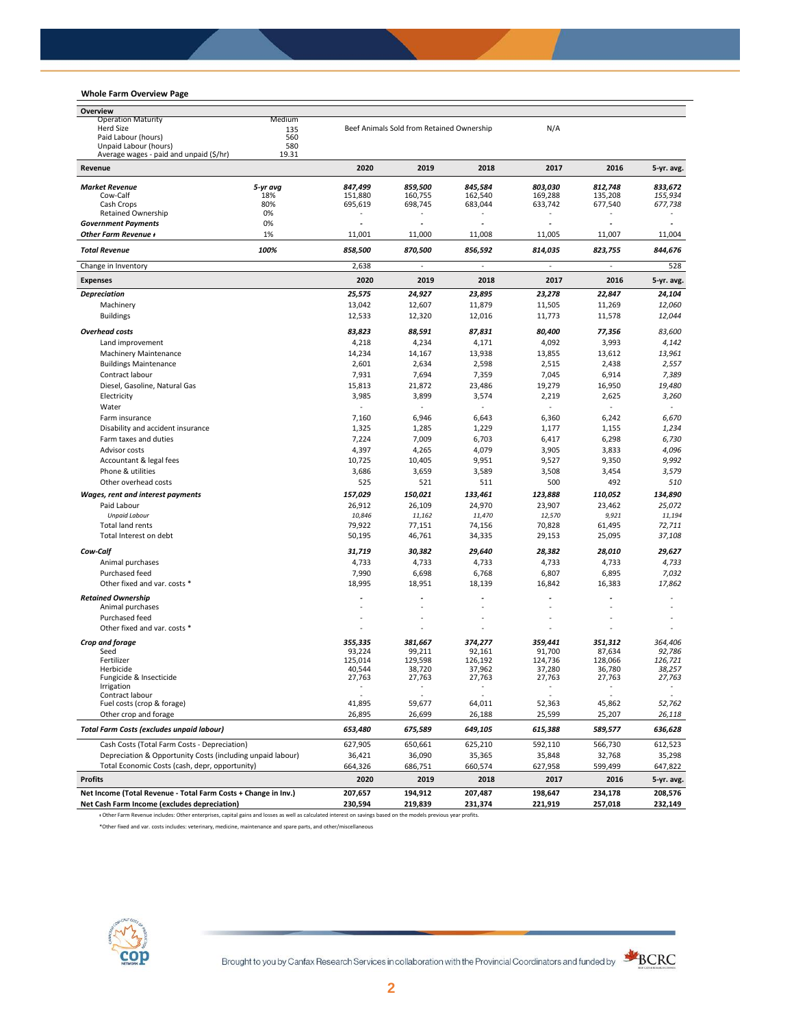## Whole Farm Overview Page

| Overview | | | | | | | |
|---|---|---|---|---|---|---|---|
| Operation Maturity | Medium | | | | | | |
| Herd Size | 135 | Beef Animals Sold from Retained Ownership | | | N/A | | |
| Paid Labour (hours) | 560 | | | | | | |
| Unpaid Labour (hours) | 580 | | | | | | |
| Average wages - paid and unpaid ($/hr) | 19.31 | | | | | | |
| **Revenue** | | **2020** | **2019** | **2018** | **2017** | **2016** | **5-yr. avg.** |
| ***Market Revenue*** | *5-yr avg* | *847,499* | *859,500* | *845,584* | *803,030* | *812,748* | *833,672* |
| Cow-Calf | 18% | 151,880 | 160,755 | 162,540 | 169,288 | 135,208 | *155,934* |
| Cash Crops | 80% | 695,619 | 698,745 | 683,044 | 633,742 | 677,540 | *677,738* |
| Retained Ownership | 0% | - | - | - | - | - | - |
| ***Government Payments*** | 0% | - | - | - | - | - | - |
| ***Other Farm Revenue ◊*** | 1% | 11,001 | 11,000 | 11,008 | 11,005 | 11,007 | 11,004 |
| ***Total Revenue*** | ***100%*** | ***858,500*** | ***870,500*** | ***856,592*** | ***814,035*** | ***823,755*** | ***844,676*** |
| Change in Inventory | | 2,638 | - | - | - | - | 528 |
| **Expenses** | | **2020** | **2019** | **2018** | **2017** | **2016** | **5-yr. avg.** |
| ***Depreciation*** | | *25,575* | *24,927* | *23,895* | *23,278* | *22,847* | *24,104* |
| Machinery | | 13,042 | 12,607 | 11,879 | 11,505 | 11,269 | *12,060* |
| Buildings | | 12,533 | 12,320 | 12,016 | 11,773 | 11,578 | *12,044* |
| ***Overhead costs*** | | *83,823* | *88,591* | *87,831* | *80,400* | *77,356* | *83,600* |
| Land improvement | | 4,218 | 4,234 | 4,171 | 4,092 | 3,993 | *4,142* |
| Machinery Maintenance | | 14,234 | 14,167 | 13,938 | 13,855 | 13,612 | *13,961* |
| Buildings Maintenance | | 2,601 | 2,634 | 2,598 | 2,515 | 2,438 | *2,557* |
| Contract labour | | 7,931 | 7,694 | 7,359 | 7,045 | 6,914 | *7,389* |
| Diesel, Gasoline, Natural Gas | | 15,813 | 21,872 | 23,486 | 19,279 | 16,950 | *19,480* |
| Electricity | | 3,985 | 3,899 | 3,574 | 2,219 | 2,625 | *3,260* |
| Water | | - | - | - | - | - | - |
| Farm insurance | | 7,160 | 6,946 | 6,643 | 6,360 | 6,242 | *6,670* |
| Disability and accident insurance | | 1,325 | 1,285 | 1,229 | 1,177 | 1,155 | *1,234* |
| Farm taxes and duties | | 7,224 | 7,009 | 6,703 | 6,417 | 6,298 | *6,730* |
| Advisor costs | | 4,397 | 4,265 | 4,079 | 3,905 | 3,833 | *4,096* |
| Accountant & legal fees | | 10,725 | 10,405 | 9,951 | 9,527 | 9,350 | *9,992* |
| Phone & utilities | | 3,686 | 3,659 | 3,589 | 3,508 | 3,454 | *3,579* |
| Other overhead costs | | 525 | 521 | 511 | 500 | 492 | *510* |
| ***Wages, rent and interest payments*** | | *157,029* | *150,021* | *133,461* | *123,888* | *110,052* | *134,890* |
| Paid Labour | | 26,912 | 26,109 | 24,970 | 23,907 | 23,462 | *25,072* |
| *Unpaid Labour* | | *10,846* | *11,162* | *11,470* | *12,570* | *9,921* | *11,194* |
| Total land rents | | 79,922 | 77,151 | 74,156 | 70,828 | 61,495 | *72,711* |
| Total Interest on debt | | 50,195 | 46,761 | 34,335 | 29,153 | 25,095 | *37,108* |
| ***Cow-Calf*** | | *31,719* | *30,382* | *29,640* | *28,382* | *28,010* | *29,627* |
| Animal purchases | | 4,733 | 4,733 | 4,733 | 4,733 | 4,733 | *4,733* |
| Purchased feed | | 7,990 | 6,698 | 6,768 | 6,807 | 6,895 | *7,032* |
| Other fixed and var. costs * | | 18,995 | 18,951 | 18,139 | 16,842 | 16,383 | *17,862* |
| ***Retained Ownership*** | | - | - | - | - | - | - |
| Animal purchases | | - | - | - | - | - | - |
| Purchased feed | | - | - | - | - | - | - |
| Other fixed and var. costs * | | - | - | - | - | - | - |
| ***Crop and forage*** | | *355,335* | *381,667* | *374,277* | *359,441* | *351,312* | *364,406* |
| Seed | | 93,224 | 99,211 | 92,161 | 91,700 | 87,634 | *92,786* |
| Fertilizer | | 125,014 | 129,598 | 126,192 | 124,736 | 128,066 | *126,721* |
| Herbicide | | 40,544 | 38,720 | 37,962 | 37,280 | 36,780 | *38,257* |
| Fungicide & Insecticide | | 27,763 | 27,763 | 27,763 | 27,763 | 27,763 | *27,763* |
| Irrigation | | - | - | - | - | - | - |
| Contract labour | | - | - | - | - | - | - |
| Fuel costs (crop & forage) | | 41,895 | 59,677 | 64,011 | 52,363 | 45,862 | *52,762* |
| Other crop and forage | | 26,895 | 26,699 | 26,188 | 25,599 | 25,207 | *26,118* |
| ***Total Farm Costs (excludes unpaid labour)*** | | ***653,480*** | ***675,589*** | ***649,105*** | ***615,388*** | ***589,577*** | ***636,628*** |
| Cash Costs (Total Farm Costs - Depreciation) | | 627,905 | 650,661 | 625,210 | 592,110 | 566,730 | 612,523 |
| Depreciation & Opportunity Costs (including unpaid labour) | | 36,421 | 36,090 | 35,365 | 35,848 | 32,768 | 35,298 |
| Total Economic Costs (cash, depr, opportunity) | | 664,326 | 686,751 | 660,574 | 627,958 | 599,499 | 647,822 |
| **Profits** | | **2020** | **2019** | **2018** | **2017** | **2016** | **5-yr. avg.** |
| **Net Income (Total Revenue - Total Farm Costs + Change in Inv.)** | | **207,657** | **194,912** | **207,487** | **198,647** | **234,178** | **208,576** |
| **Net Cash Farm Income (excludes depreciation)** | | **230,594** | **219,839** | **231,374** | **221,919** | **257,018** | **232,149** |

◊ Other Farm Revenue includes: Other enterprises, capital gains and losses as well as calculated interest on savings based on the models previous year profits.

*Other fixed and var. costs includes: veterinary, medicine, maintenance and spare parts, and other/miscellaneous

Brought to you by Canfax Research Services in collaboration with the Provincial Coordinators and funded by BCRC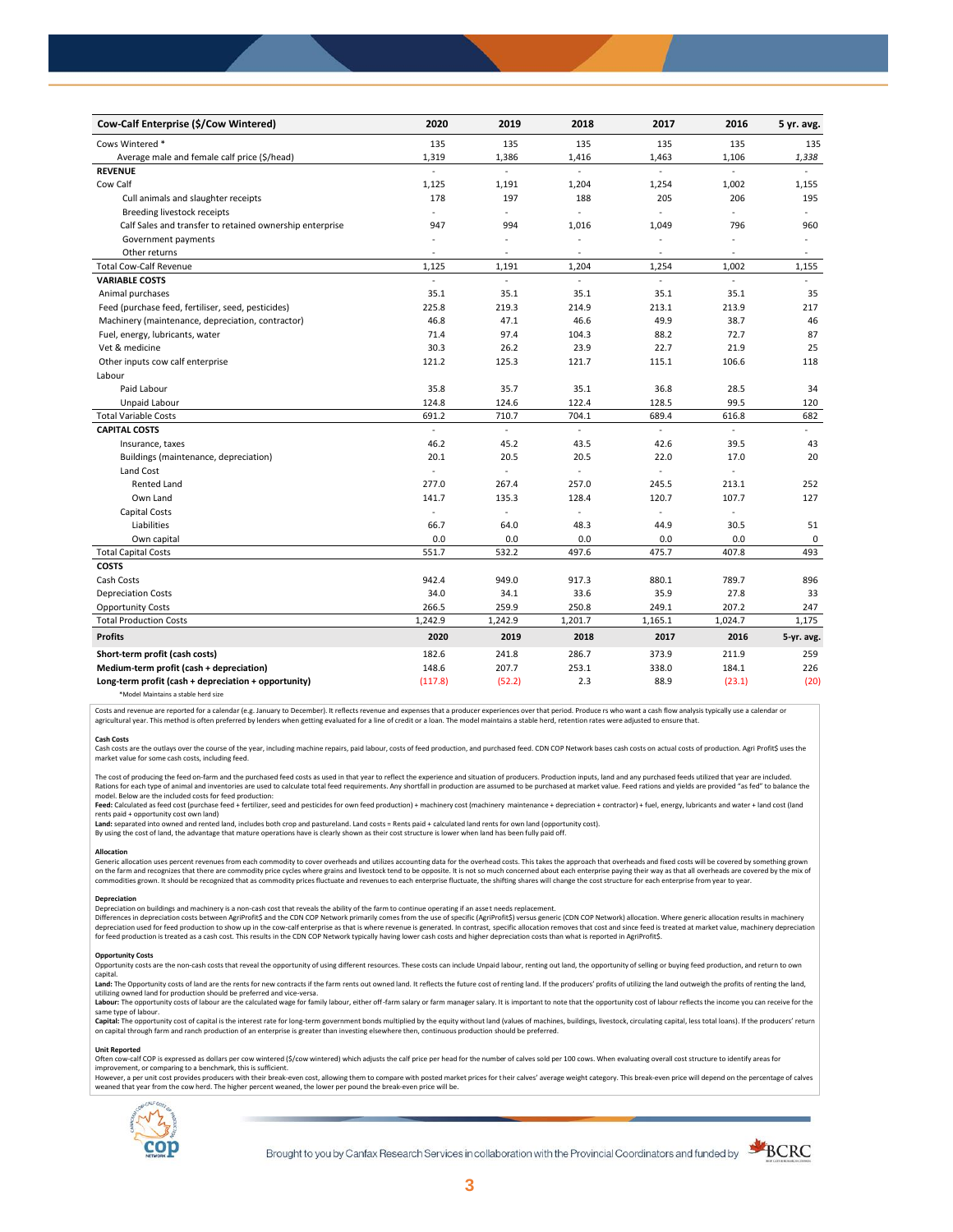| Cow-Calf Enterprise ($/Cow Wintered) | 2020 | 2019 | 2018 | 2017 | 2016 | 5 yr. avg. |
|---|---|---|---|---|---|---|
| Cows Wintered * | 135 | 135 | 135 | 135 | 135 | 135 |
| Average male and female calf price ($/head) | 1,319 | 1,386 | 1,416 | 1,463 | 1,106 | *1,338* |
| **REVENUE** | - | - | - | - | - | - |
| Cow Calf | 1,125 | 1,191 | 1,204 | 1,254 | 1,002 | 1,155 |
| Cull animals and slaughter receipts | 178 | 197 | 188 | 205 | 206 | 195 |
| Breeding livestock receipts | - | - | - | - | - | - |
| Calf Sales and transfer to retained ownership enterprise | 947 | 994 | 1,016 | 1,049 | 796 | 960 |
| Government payments | - | - | - | - | - | - |
| Other returns | - | - | - | - | - | - |
| Total Cow-Calf Revenue | 1,125 | 1,191 | 1,204 | 1,254 | 1,002 | 1,155 |
| **VARIABLE COSTS** | - | - | - | - | - | - |
| Animal purchases | 35.1 | 35.1 | 35.1 | 35.1 | 35.1 | 35 |
| Feed (purchase feed, fertiliser, seed, pesticides) | 225.8 | 219.3 | 214.9 | 213.1 | 213.9 | 217 |
| Machinery (maintenance, depreciation, contractor) | 46.8 | 47.1 | 46.6 | 49.9 | 38.7 | 46 |
| Fuel, energy, lubricants, water | 71.4 | 97.4 | 104.3 | 88.2 | 72.7 | 87 |
| Vet & medicine | 30.3 | 26.2 | 23.9 | 22.7 | 21.9 | 25 |
| Other inputs cow calf enterprise | 121.2 | 125.3 | 121.7 | 115.1 | 106.6 | 118 |
| Labour | | | | | | |
| Paid Labour | 35.8 | 35.7 | 35.1 | 36.8 | 28.5 | 34 |
| Unpaid Labour | 124.8 | 124.6 | 122.4 | 128.5 | 99.5 | 120 |
| Total Variable Costs | 691.2 | 710.7 | 704.1 | 689.4 | 616.8 | 682 |
| **CAPITAL COSTS** | - | - | - | - | - | - |
| Insurance, taxes | 46.2 | 45.2 | 43.5 | 42.6 | 39.5 | 43 |
| Buildings (maintenance, depreciation) | 20.1 | 20.5 | 20.5 | 22.0 | 17.0 | 20 |
| Land Cost | - | - | - | - | - | |
| Rented Land | 277.0 | 267.4 | 257.0 | 245.5 | 213.1 | 252 |
| Own Land | 141.7 | 135.3 | 128.4 | 120.7 | 107.7 | 127 |
| Capital Costs | - | - | - | - | - | |
| Liabilities | 66.7 | 64.0 | 48.3 | 44.9 | 30.5 | 51 |
| Own capital | 0.0 | 0.0 | 0.0 | 0.0 | 0.0 | 0 |
| Total Capital Costs | 551.7 | 532.2 | 497.6 | 475.7 | 407.8 | 493 |
| **COSTS** | | | | | | |
| Cash Costs | 942.4 | 949.0 | 917.3 | 880.1 | 789.7 | 896 |
| Depreciation Costs | 34.0 | 34.1 | 33.6 | 35.9 | 27.8 | 33 |
| Opportunity Costs | 266.5 | 259.9 | 250.8 | 249.1 | 207.2 | 247 |
| Total Production Costs | 1,242.9 | 1,242.9 | 1,201.7 | 1,165.1 | 1,024.7 | 1,175 |
| **Profits** | **2020** | **2019** | **2018** | **2017** | **2016** | **5-yr. avg.** |
| **Short-term profit (cash costs)** | 182.6 | 241.8 | 286.7 | 373.9 | 211.9 | 259 |
| **Medium-term profit (cash + depreciation)** | 148.6 | 207.7 | 253.1 | 338.0 | 184.1 | 226 |
| **Long-term profit (cash + depreciation + opportunity)** | (117.8) | (52.2) | 2.3 | 88.9 | (23.1) | (20) |

*Model Maintains a stable herd size

Costs and revenue are reported for a calendar (e.g. January to December). It reflects revenue and expenses that a producer experiences over that period. Producers who want a cash flow analysis typically use a calendar or agricultural year. This method is often preferred by lenders when getting evaluated for a line of credit or a loan. The model maintains a stable herd, retention rates were adjusted to ensure that.

**Cash Costs**
Cash costs are the outlays over the course of the year, including machine repairs, paid labour, costs of feed production, and purchased feed. CDN COP Network bases cash costs on actual costs of production. Agri Profit$ uses the market value for some cash costs, including feed.

The cost of producing the feed on-farm and the purchased feed costs as used in that year to reflect the experience and situation of producers. Production inputs, land and any purchased feeds utilized that year are included. Rations for each type of animal and inventories are used to calculate total feed requirements. Any shortfall in production are assumed to be purchased at market value. Feed rations and yields are provided "as fed" to balance the model. Below are the included costs for feed production:
**Feed:** Calculated as feed cost (purchase feed + fertilizer, seed and pesticides for own feed production) + machinery cost (machinery maintenance + depreciation + contractor) + fuel, energy, lubricants and water + land cost (land rents paid + opportunity cost own land)
**Land:** separated into owned and rented land, includes both crop and pastureland. Land costs = Rents paid + calculated land rents for own land (opportunity cost).
By using the cost of land, the advantage that mature operations have is clearly shown as their cost structure is lower when land has been fully paid off.

**Allocation**
Generic allocation uses percent revenues from each commodity to cover overheads and utilizes accounting data for the overhead costs. This takes the approach that overheads and fixed costs will be covered by something grown on the farm and recognizes that there are commodity price cycles where grains and livestock tend to be opposite. It is not so much concerned about each enterprise paying their way as that all overheads are covered by the mix of commodities grown. It should be recognized that as commodity prices fluctuate and revenues to each enterprise fluctuate, the shifting shares will change the cost structure for each enterprise from year to year.

**Depreciation**
Depreciation on buildings and machinery is a non-cash cost that reveals the ability of the farm to continue operating if an asset needs replacement.
Differences in depreciation costs between AgriProfit$ and the CDN COP Network primarily comes from the use of specific (AgriProfit$) versus generic (CDN COP Network) allocation. Where generic allocation results in machinery depreciation used for feed production to show up in the cow-calf enterprise as that is where revenue is generated. In contrast, specific allocation removes that cost and since feed is treated at market value, machinery depreciation for feed production is treated as a cash cost. This results in the CDN COP Network typically having lower cash costs and higher depreciation costs than what is reported in AgriProfit$.

**Opportunity Costs**
Opportunity costs are the non-cash costs that reveal the opportunity of using different resources. These costs can include Unpaid labour, renting out land, the opportunity of selling or buying feed production, and return to own capital.
**Land:** The Opportunity costs of land are the rents for new contracts if the farm rents out owned land. It reflects the future cost of renting land. If the producers' profits of utilizing the land outweigh the profits of renting the land, utilizing owned land for production should be preferred and vice-versa.
**Labour:** The opportunity costs of labour are the calculated wage for family labour, either off-farm salary or farm manager salary. It is important to note that the opportunity cost of labour reflects the income you can receive for the same type of labour.
**Capital:** The opportunity cost of capital is the interest rate for long-term government bonds multiplied by the equity without land (values of machines, buildings, livestock, circulating capital, less total loans). If the producers' return on capital through farm and ranch production of an enterprise is greater than investing elsewhere then, continuous production should be preferred.

**Unit Reported**
Often cow-calf COP is expressed as dollars per cow wintered ($/cow wintered) which adjusts the calf price per head for the number of calves sold per 100 cows. When evaluating overall cost structure to identify areas for improvement, or comparing to a benchmark, this is sufficient.
However, a per unit cost provides producers with their break-even cost, allowing them to compare with posted market prices for their calves' average weight category. This break-even price will depend on the percentage of calves weaned that year from the cow herd. The higher percent weaned, the lower per pound the break-even price will be.

Brought to you by Canfax Research Services in collaboration with the Provincial Coordinators and funded by BCRC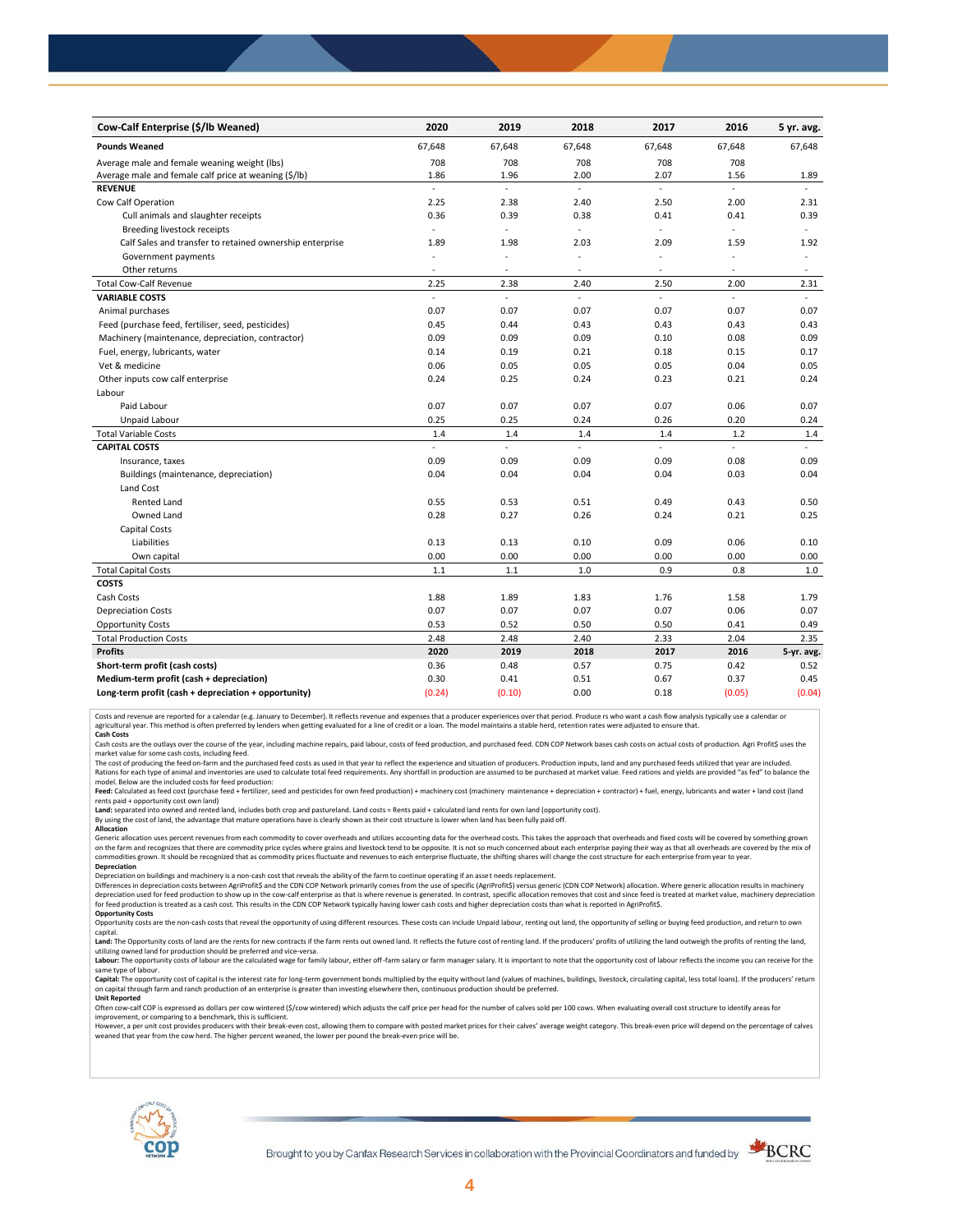| Cow-Calf Enterprise ($/lb Weaned) | 2020 | 2019 | 2018 | 2017 | 2016 | 5 yr. avg. |
|---|---|---|---|---|---|---|
| **Pounds Weaned** | 67,648 | 67,648 | 67,648 | 67,648 | 67,648 | 67,648 |
| Average male and female weaning weight (lbs) | 708 | 708 | 708 | 708 | 708 | |
| Average male and female calf price at weaning ($/lb) | 1.86 | 1.96 | 2.00 | 2.07 | 1.56 | 1.89 |
| **REVENUE** | - | - | - | - | - | - |
| Cow Calf Operation | 2.25 | 2.38 | 2.40 | 2.50 | 2.00 | 2.31 |
| Cull animals and slaughter receipts | 0.36 | 0.39 | 0.38 | 0.41 | 0.41 | 0.39 |
| Breeding livestock receipts | - | - | - | - | - | - |
| Calf Sales and transfer to retained ownership enterprise | 1.89 | 1.98 | 2.03 | 2.09 | 1.59 | 1.92 |
| Government payments | - | - | - | - | - | - |
| Other returns | - | - | - | - | - | - |
| Total Cow-Calf Revenue | 2.25 | 2.38 | 2.40 | 2.50 | 2.00 | 2.31 |
| **VARIABLE COSTS** | - | - | - | - | - | - |
| Animal purchases | 0.07 | 0.07 | 0.07 | 0.07 | 0.07 | 0.07 |
| Feed (purchase feed, fertiliser, seed, pesticides) | 0.45 | 0.44 | 0.43 | 0.43 | 0.43 | 0.43 |
| Machinery (maintenance, depreciation, contractor) | 0.09 | 0.09 | 0.09 | 0.10 | 0.08 | 0.09 |
| Fuel, energy, lubricants, water | 0.14 | 0.19 | 0.21 | 0.18 | 0.15 | 0.17 |
| Vet & medicine | 0.06 | 0.05 | 0.05 | 0.05 | 0.04 | 0.05 |
| Other inputs cow calf enterprise | 0.24 | 0.25 | 0.24 | 0.23 | 0.21 | 0.24 |
| Labour | | | | | | |
| Paid Labour | 0.07 | 0.07 | 0.07 | 0.07 | 0.06 | 0.07 |
| Unpaid Labour | 0.25 | 0.25 | 0.24 | 0.26 | 0.20 | 0.24 |
| Total Variable Costs | 1.4 | 1.4 | 1.4 | 1.4 | 1.2 | 1.4 |
| **CAPITAL COSTS** | - | - | - | - | - | - |
| Insurance, taxes | 0.09 | 0.09 | 0.09 | 0.09 | 0.08 | 0.09 |
| Buildings (maintenance, depreciation) | 0.04 | 0.04 | 0.04 | 0.04 | 0.03 | 0.04 |
| Land Cost | | | | | | |
| Rented Land | 0.55 | 0.53 | 0.51 | 0.49 | 0.43 | 0.50 |
| Owned Land | 0.28 | 0.27 | 0.26 | 0.24 | 0.21 | 0.25 |
| Capital Costs | | | | | | |
| Liabilities | 0.13 | 0.13 | 0.10 | 0.09 | 0.06 | 0.10 |
| Own capital | 0.00 | 0.00 | 0.00 | 0.00 | 0.00 | 0.00 |
| Total Capital Costs | 1.1 | 1.1 | 1.0 | 0.9 | 0.8 | 1.0 |
| **COSTS** | | | | | | |
| Cash Costs | 1.88 | 1.89 | 1.83 | 1.76 | 1.58 | 1.79 |
| Depreciation Costs | 0.07 | 0.07 | 0.07 | 0.07 | 0.06 | 0.07 |
| Opportunity Costs | 0.53 | 0.52 | 0.50 | 0.50 | 0.41 | 0.49 |
| Total Production Costs | 2.48 | 2.48 | 2.40 | 2.33 | 2.04 | 2.35 |
| **Profits** | **2020** | **2019** | **2018** | **2017** | **2016** | **5-yr. avg.** |
| **Short-term profit (cash costs)** | 0.36 | 0.48 | 0.57 | 0.75 | 0.42 | 0.52 |
| **Medium-term profit (cash + depreciation)** | 0.30 | 0.41 | 0.51 | 0.67 | 0.37 | 0.45 |
| **Long-term profit (cash + depreciation + opportunity)** | (0.24) | (0.10) | 0.00 | 0.18 | (0.05) | (0.04) |

Costs and revenue are reported for a calendar (e.g. January to December). It reflects revenue and expenses that a producer experiences over that period. Produce rs who want a cash flow analysis typically use a calendar or agricultural year. This method is often preferred by lenders when getting evaluated for a line of credit or a loan. The model maintains a stable herd, retention rates were adjusted to ensure that.

**Cash Costs**

Cash costs are the outlays over the course of the year, including machine repairs, paid labour, costs of feed production, and purchased feed. CDN COP Network bases cash costs on actual costs of production. Agri Profit$ uses the market value for some cash costs, including feed.

The cost of producing the feed on-farm and the purchased feed costs as used in that year to reflect the experience and situation of producers. Production inputs, land and any purchased feeds utilized that year are included. Rations for each type of animal and inventories are used to calculate total feed requirements. Any shortfall in production are assumed to be purchased at market value. Feed rations and yields are provided "as fed" to balance the model. Below are the included costs for feed production:

**Feed:** Calculated as feed cost (purchase feed + fertilizer, seed and pesticides for own feed production) + machinery cost (machinery maintenance + depreciation + contractor) + fuel, energy, lubricants and water + land cost (land rents paid + opportunity cost own land)

**Land:** separated into owned and rented land, includes both crop and pastureland. Land costs = Rents paid + calculated land rents for own land (opportunity cost).

By using the cost of land, the advantage that mature operations have is clearly shown as their cost structure is lower when land has been fully paid off.

**Allocation**

Generic allocation uses percent revenues from each commodity to cover overheads and utilizes accounting data for the overhead costs. This takes the approach that overheads and fixed costs will be covered by something grown on the farm and recognizes that there are commodity price cycles where grains and livestock tend to be opposite. It is not so much concerned about each enterprise paying their way as that all overheads are covered by the mix of commodities grown. It should be recognized that as commodity prices fluctuate and revenues to each enterprise fluctuate, the shifting shares will change the cost structure for each enterprise from year to year.

**Depreciation**

Depreciation on buildings and machinery is a non-cash cost that reveals the ability of the farm to continue operating if an asset needs replacement.

Differences in depreciation costs between AgriProfit$ and the CDN COP Network primarily comes from the use of specific (AgriProfit$) versus generic (CDN COP Network) allocation. Where generic allocation results in machinery depreciation used for feed production to show up in the cow-calf enterprise as that is where revenue is generated. In contrast, specific allocation removes that cost and since feed is treated at market value, machinery depreciation for feed production is treated as a cash cost. This results in the CDN COP Network typically having lower cash costs and higher depreciation costs than what is reported in AgriProfit$.

**Opportunity Costs**

Opportunity costs are the non-cash costs that reveal the opportunity of using different resources. These costs can include Unpaid labour, renting out land, the opportunity of selling or buying feed production, and return to own capital.

**Land:** The Opportunity costs of land are the rents for new contracts if the farm rents out owned land. It reflects the future cost of renting land. If the producers' profits of utilizing the land outweigh the profits of renting the land, utilizing owned land for production should be preferred and vice-versa.

**Labour:** The opportunity costs of labour are the calculated wage for family labour, either off-farm salary or farm manager salary. It is important to note that the opportunity cost of labour reflects the income you can receive for the same type of labour.

**Capital:** The opportunity cost of capital is the interest rate for long-term government bonds multiplied by the equity without land (values of machines, buildings, livestock, circulating capital, less total loans). If the producers' return on capital through farm and ranch production of an enterprise is greater than investing elsewhere then, continuous production should be preferred.

**Unit Reported**

Often cow-calf COP is expressed as dollars per cow wintered ($/cow wintered) which adjusts the calf price per head for the number of calves sold per 100 cows. When evaluating overall cost structure to identify areas for improvement, or comparing to a benchmark, this is sufficient.

However, a per unit cost provides producers with their break-even cost, allowing them to compare with posted market prices for their calves' average weight category. This break-even price will depend on the percentage of calves weaned that year from the cow herd. The higher percent weaned, the lower per pound the break-even price will be.

Brought to you by Canfax Research Services in collaboration with the Provincial Coordinators and funded by BCRC